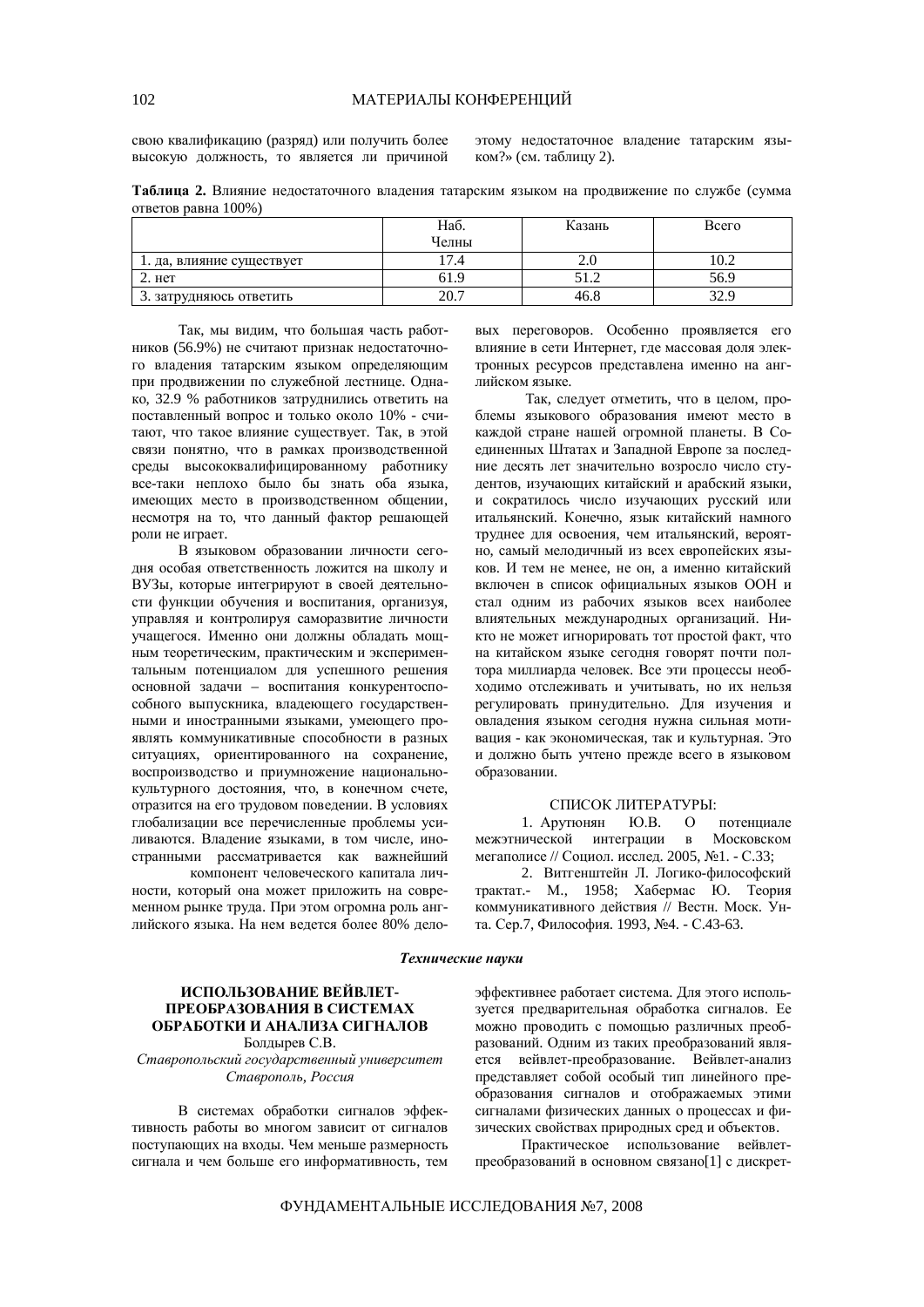свою квалификацию (разряд) или получить более высокую должность, то является ли причиной этому недостаточное владение татарским языком?» (см. таблицу 2).

|                     | Таблица 2. Влияние недостаточного владения татарским языком на продвижение по службе (сумма |  |  |  |  |
|---------------------|---------------------------------------------------------------------------------------------|--|--|--|--|
| ответов равна 100%) |                                                                                             |  |  |  |  |

|                           | Наб.<br>Челны | Казань  | Всего          |
|---------------------------|---------------|---------|----------------|
| 1. да, влияние существует |               |         | 1 V.Z          |
| 2. нет                    | 61.9          | ے . ۔ ب | 56.9           |
| 3. затрудняюсь ответить   | 20.7          |         | 32 Q<br>.، ئەڭ |

Так, мы видим, что большая часть работников (56.9%) не считают признак недостаточного владения татарским языком определяющим при продвижении по служебной лестнице. Однако, 32.9 % работников затруднились ответить на поставленный вопрос и только около 10% - считают, что такое влияние существует. Так, в этой связи понятно, что в рамках производственной среды высококвалифицированному работнику все-таки неплохо было бы знать оба языка, имеющих место в производственном общении, несмотря на то, что данный фактор решающей роли не играет.

В языковом образовании личности сегодня особая ответственность ложится на школу и ВУЗы, которые интегрируют в своей деятельности функции обучения и воспитания, организуя, управляя и контролируя саморазвитие личности учащегося. Именно они должны обладать мощным теоретическим, практическим и экспериментальным потенциалом для успешного решения основной задачи – воспитания конкурентоспособного выпускника, владеющего государственными и иностранными языками, умеющего проявлять коммуникативные способности в разных ситуациях, ориентированного на сохранение, воспроизводство и приумножение национальнокультурного достояния, что, в конечном счете, отразится на его трудовом поведении. В условиях глобализации все перечисленные проблемы усиливаются. Владение языками, в том числе, иностранными рассматривается как важнейший

компонент человеческого капитала личности, который она может приложить на современном рынке труда. При этом огромна роль английского языка. На нем велется более 80% лело-

вых переговоров. Особенно проявляется его влияние в сети Интернет, где массовая доля электронных ресурсов представлена именно на английском языке.

Так, следует отметить, что в целом, проблемы языкового образования имеют место в каждой стране нашей огромной планеты. В Соединенных Штатах и Западной Европе за последние десять лет значительно возросло число студентов, изучающих китайский и арабский языки, и сократилось число изучающих русский или итальянский. Конечно, язык китайский намного труднее для освоения, чем итальянский, вероятно, самый мелодичный из всех европейских языков. И тем не менее, не он, а именно китайский включен в список официальных языков ООН и стал одним из рабочих языков всех наиболее влиятельных международных организаций. Никто не может игнорировать тот простой факт, что на китайском языке сегодня говорят почти полтора миллиарда человек. Все эти процессы необходимо отслеживать и учитывать, но их нельзя регулировать принудительно. Для изучения и овладения языком сегодня нужна сильная мотивация - как экономическая, так и культурная. Это и должно быть учтено прежде всего в языковом образовании.

### СПИСОК ЛИТЕРАТУРЫ:

1. Арутюнян Ю.В. О потенциале межэтнической интеграции в Московском мегаполисе // Социол. исслед. 2005, №1. - С.33;

2. Витгенштейн Л. Логико-философский трактат.- М., 1958; Хабермас Ю. Теория  $\overline{X}$ коммуникативного действия // Вестн. Моск. Унта. Сер.7, Философия. 1993, №4. - С.43-63.

# Технические науки

## ИСПОЛЬЗОВАНИЕ ВЕЙВЛЕТ-ПРЕОБРАЗОВАНИЯ В СИСТЕМАХ ОБРАБОТКИ И АНАЛИЗА СИГНАЛОВ Болдырев С.В.

Ставропольский государственный университет Cтаврополь, Россия

В системах обработки сигналов эффективность работы во многом зависит от сигналов поступающих на входы. Чем меньше размерность сигнала и чем больше его информативность, тем

эффективнее работает система. Для этого используется предварительная обработка сигналов. Ее можно проводить с помощью различных преобразований. Одним из таких преобразований является вейвлет-преобразование. Вейвлет-анализ представляет собой особый тип линейного преобразования сигналов и отображаемых этими сигналами физических данных о процессах и физических свойствах природных сред и объектов.

Практическое использование вейвлетпреобразований в основном связано[1] с дискрет-

ФУНЛАМЕНТАЛЬНЫЕ ИССЛЕЛОВАНИЯ №7, 2008